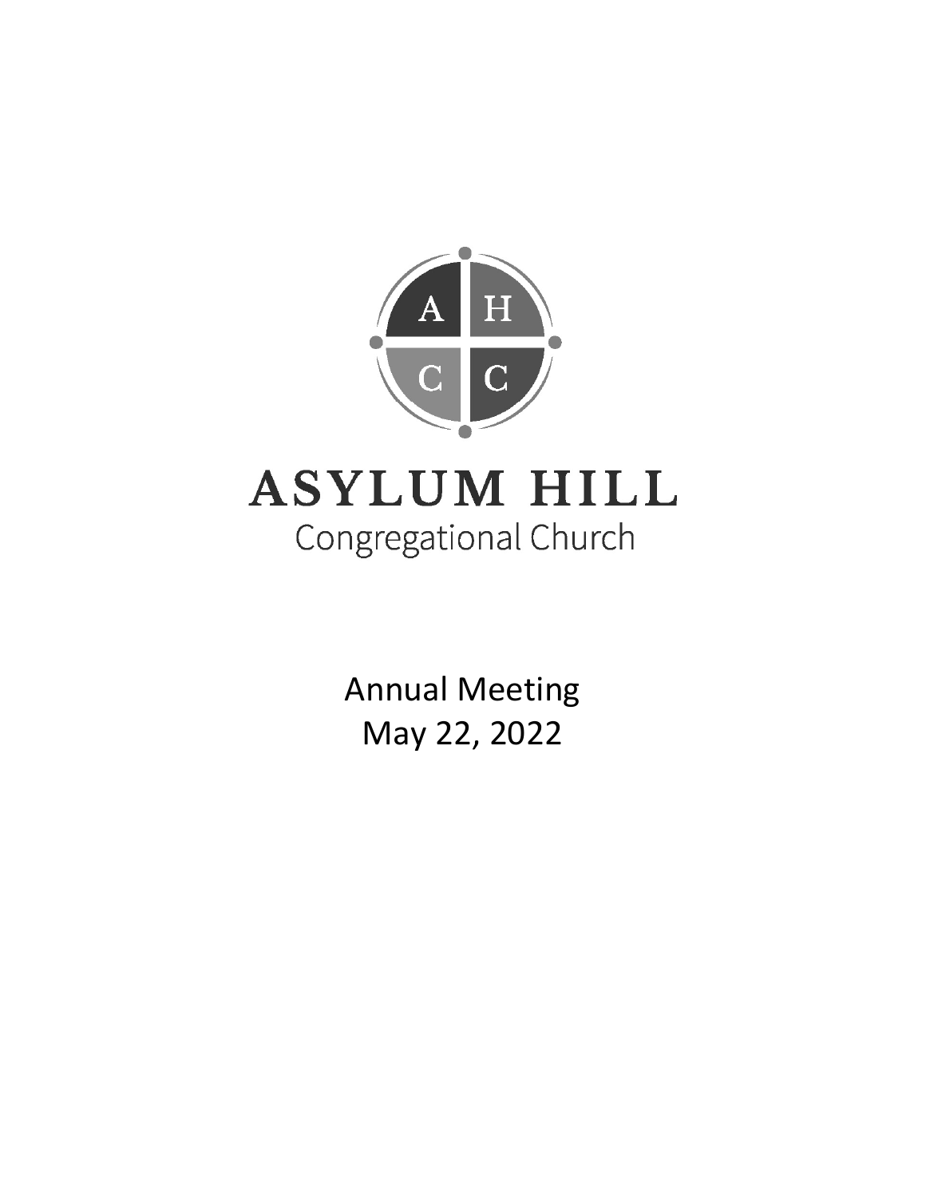A H
C C

# ASYLUM HILL

Congregational Church

Annual Meeting

May 22, 2022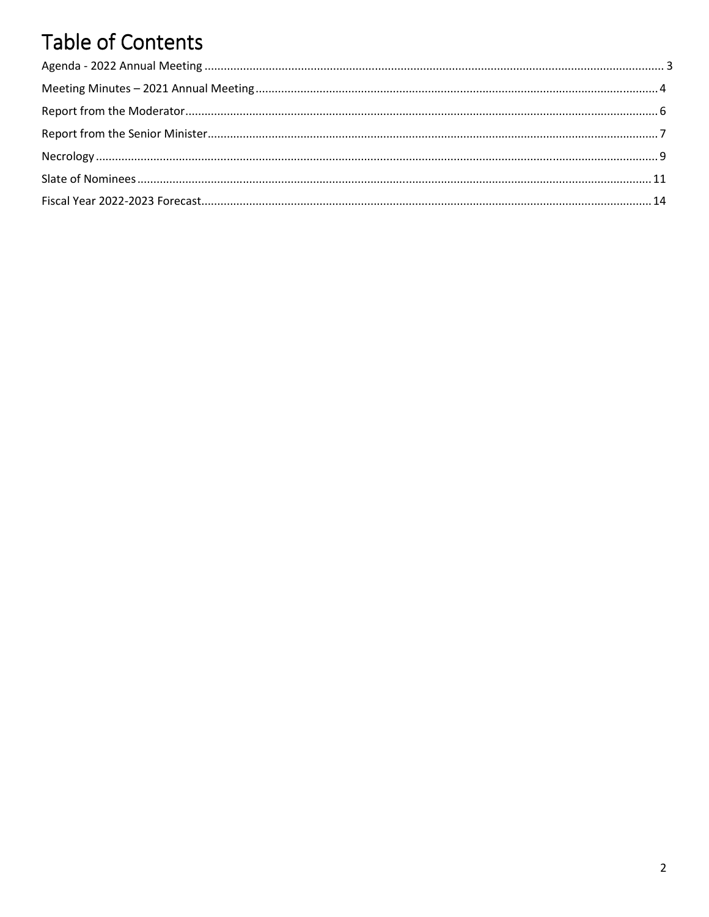# Table of Contents

Agenda - 2022 Annual Meeting .......... 3

Meeting Minutes – 2021 Annual Meeting .......... 4

Report from the Moderator .......... 6

Report from the Senior Minister .......... 7

Necrology .......... 9

Slate of Nominees .......... 11

Fiscal Year 2022-2023 Forecast .......... 14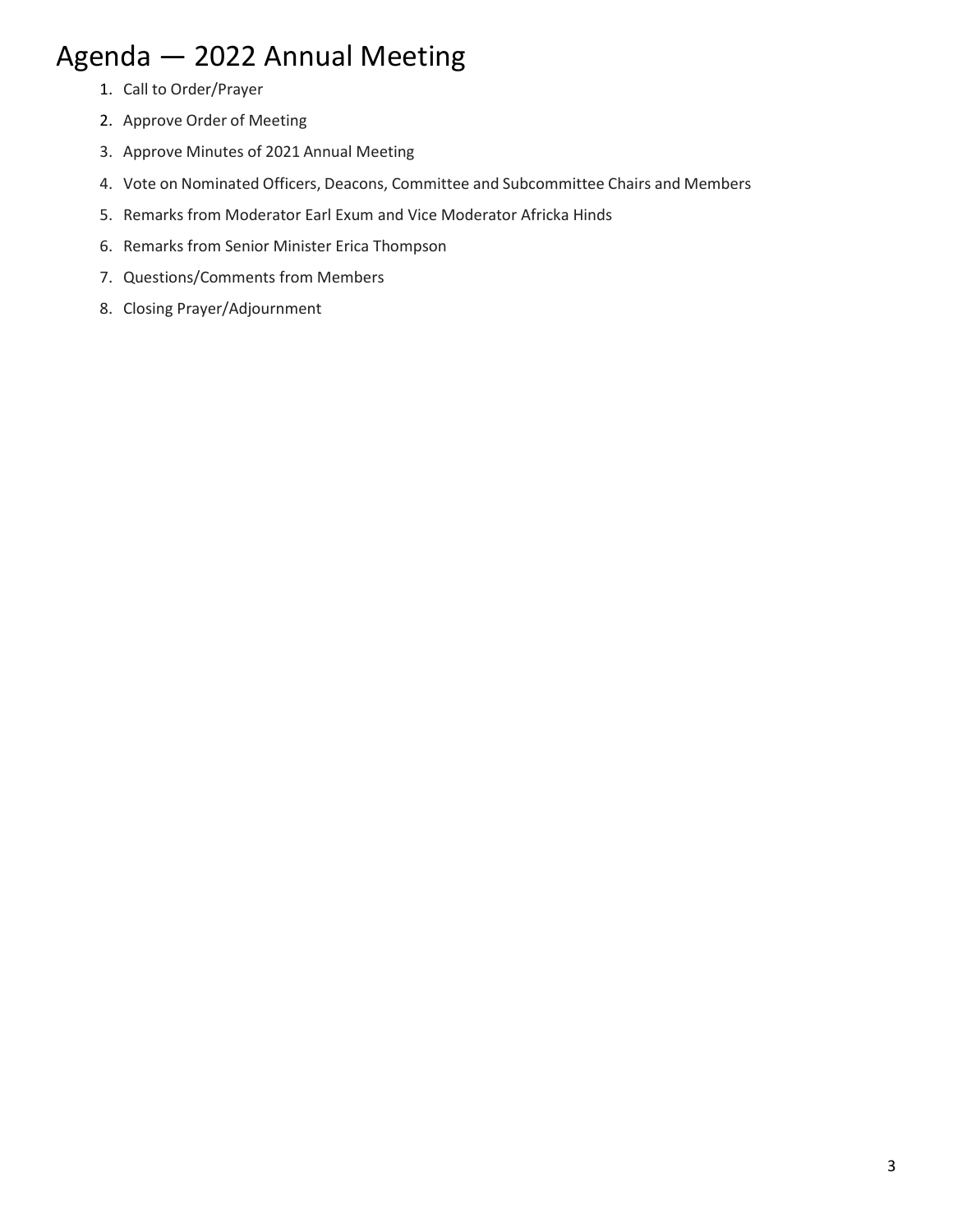# Agenda — 2022 Annual Meeting

1. Call to Order/Prayer
2. Approve Order of Meeting
3. Approve Minutes of 2021 Annual Meeting
4. Vote on Nominated Officers, Deacons, Committee and Subcommittee Chairs and Members
5. Remarks from Moderator Earl Exum and Vice Moderator Africka Hinds
6. Remarks from Senior Minister Erica Thompson
7. Questions/Comments from Members
8. Closing Prayer/Adjournment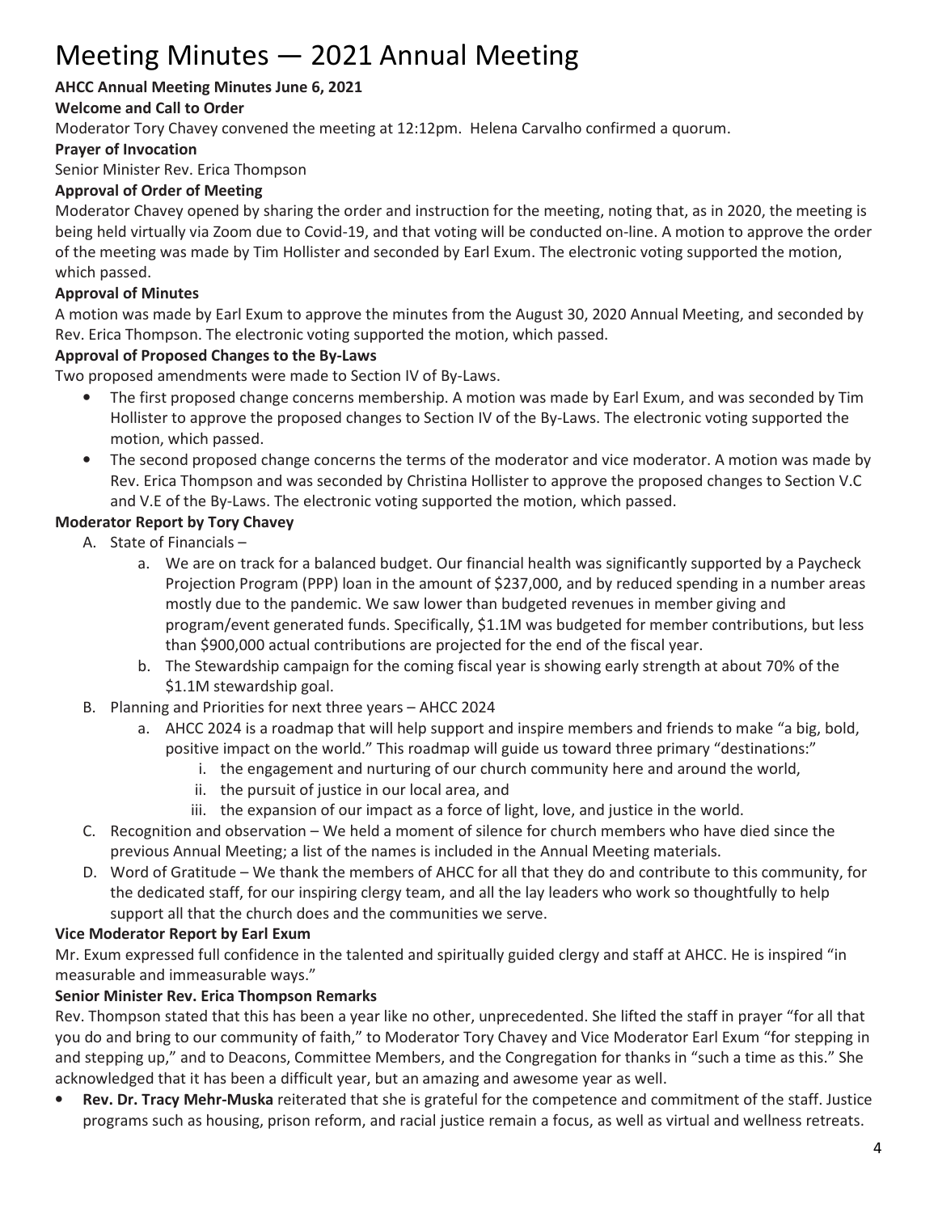# Meeting Minutes — 2021 Annual Meeting

**AHCC Annual Meeting Minutes June 6, 2021**

**Welcome and Call to Order**

Moderator Tory Chavey convened the meeting at 12:12pm. Helena Carvalho confirmed a quorum.

**Prayer of Invocation**

Senior Minister Rev. Erica Thompson

**Approval of Order of Meeting**

Moderator Chavey opened by sharing the order and instruction for the meeting, noting that, as in 2020, the meeting is being held virtually via Zoom due to Covid-19, and that voting will be conducted on-line. A motion to approve the order of the meeting was made by Tim Hollister and seconded by Earl Exum. The electronic voting supported the motion, which passed.

**Approval of Minutes**

A motion was made by Earl Exum to approve the minutes from the August 30, 2020 Annual Meeting, and seconded by Rev. Erica Thompson. The electronic voting supported the motion, which passed.

**Approval of Proposed Changes to the By-Laws**

Two proposed amendments were made to Section IV of By-Laws.

- The first proposed change concerns membership. A motion was made by Earl Exum, and was seconded by Tim Hollister to approve the proposed changes to Section IV of the By-Laws. The electronic voting supported the motion, which passed.
- The second proposed change concerns the terms of the moderator and vice moderator. A motion was made by Rev. Erica Thompson and was seconded by Christina Hollister to approve the proposed changes to Section V.C and V.E of the By-Laws. The electronic voting supported the motion, which passed.

**Moderator Report by Tory Chavey**

A. State of Financials –
   a. We are on track for a balanced budget. Our financial health was significantly supported by a Paycheck Projection Program (PPP) loan in the amount of $237,000, and by reduced spending in a number areas mostly due to the pandemic. We saw lower than budgeted revenues in member giving and program/event generated funds. Specifically, $1.1M was budgeted for member contributions, but less than $900,000 actual contributions are projected for the end of the fiscal year.
   b. The Stewardship campaign for the coming fiscal year is showing early strength at about 70% of the $1.1M stewardship goal.

B. Planning and Priorities for next three years – AHCC 2024
   a. AHCC 2024 is a roadmap that will help support and inspire members and friends to make "a big, bold, positive impact on the world." This roadmap will guide us toward three primary "destinations:"
      i. the engagement and nurturing of our church community here and around the world,
      ii. the pursuit of justice in our local area, and
      iii. the expansion of our impact as a force of light, love, and justice in the world.

C. Recognition and observation – We held a moment of silence for church members who have died since the previous Annual Meeting; a list of the names is included in the Annual Meeting materials.

D. Word of Gratitude – We thank the members of AHCC for all that they do and contribute to this community, for the dedicated staff, for our inspiring clergy team, and all the lay leaders who work so thoughtfully to help support all that the church does and the communities we serve.

**Vice Moderator Report by Earl Exum**

Mr. Exum expressed full confidence in the talented and spiritually guided clergy and staff at AHCC. He is inspired "in measurable and immeasurable ways."

**Senior Minister Rev. Erica Thompson Remarks**

Rev. Thompson stated that this has been a year like no other, unprecedented. She lifted the staff in prayer "for all that you do and bring to our community of faith," to Moderator Tory Chavey and Vice Moderator Earl Exum "for stepping in and stepping up," and to Deacons, Committee Members, and the Congregation for thanks in "such a time as this." She acknowledged that it has been a difficult year, but an amazing and awesome year as well.

- **Rev. Dr. Tracy Mehr-Muska** reiterated that she is grateful for the competence and commitment of the staff. Justice programs such as housing, prison reform, and racial justice remain a focus, as well as virtual and wellness retreats.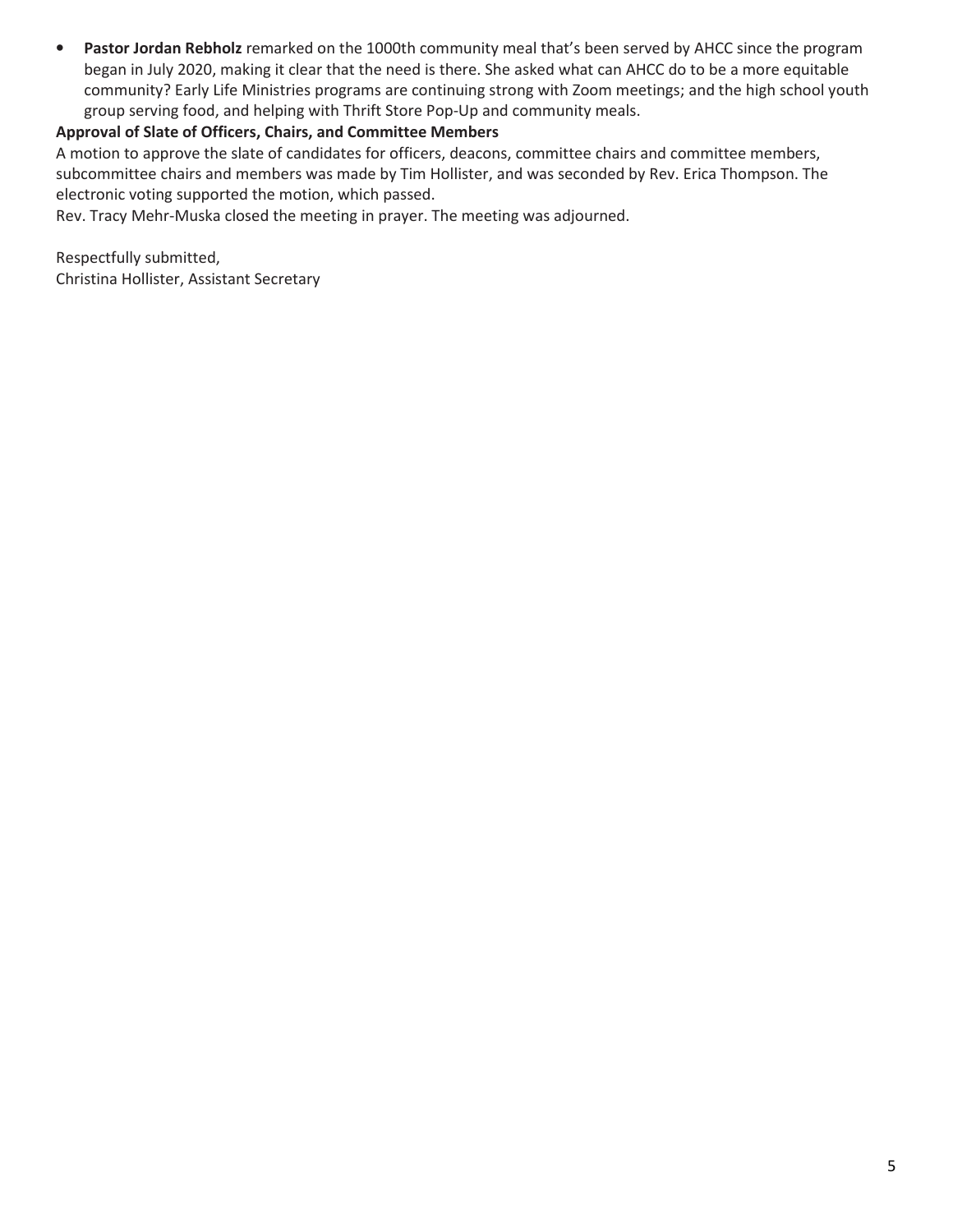- **Pastor Jordan Rebholz** remarked on the 1000th community meal that's been served by AHCC since the program began in July 2020, making it clear that the need is there. She asked what can AHCC do to be a more equitable community? Early Life Ministries programs are continuing strong with Zoom meetings; and the high school youth group serving food, and helping with Thrift Store Pop-Up and community meals.

**Approval of Slate of Officers, Chairs, and Committee Members**

A motion to approve the slate of candidates for officers, deacons, committee chairs and committee members, subcommittee chairs and members was made by Tim Hollister, and was seconded by Rev. Erica Thompson. The electronic voting supported the motion, which passed.

Rev. Tracy Mehr-Muska closed the meeting in prayer. The meeting was adjourned.

Respectfully submitted,
Christina Hollister, Assistant Secretary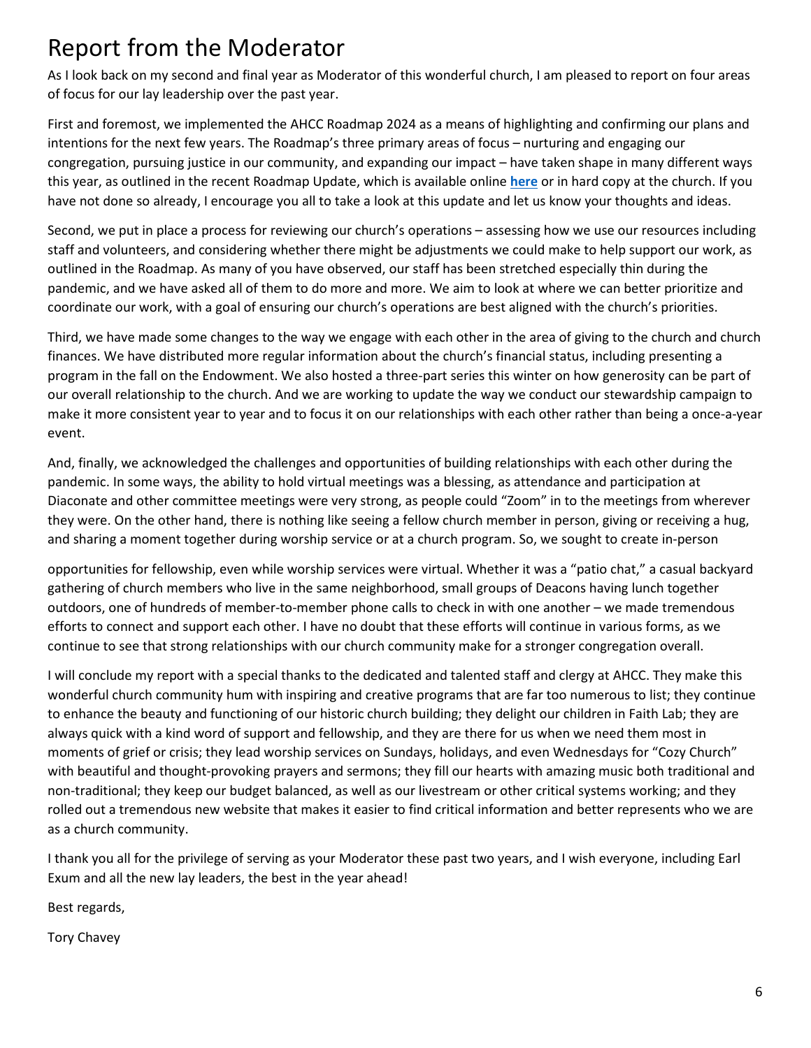# Report from the Moderator

As I look back on my second and final year as Moderator of this wonderful church, I am pleased to report on four areas of focus for our lay leadership over the past year.

First and foremost, we implemented the AHCC Roadmap 2024 as a means of highlighting and confirming our plans and intentions for the next few years. The Roadmap's three primary areas of focus – nurturing and engaging our congregation, pursuing justice in our community, and expanding our impact – have taken shape in many different ways this year, as outlined in the recent Roadmap Update, which is available online **here** or in hard copy at the church. If you have not done so already, I encourage you all to take a look at this update and let us know your thoughts and ideas.

Second, we put in place a process for reviewing our church's operations – assessing how we use our resources including staff and volunteers, and considering whether there might be adjustments we could make to help support our work, as outlined in the Roadmap. As many of you have observed, our staff has been stretched especially thin during the pandemic, and we have asked all of them to do more and more. We aim to look at where we can better prioritize and coordinate our work, with a goal of ensuring our church's operations are best aligned with the church's priorities.

Third, we have made some changes to the way we engage with each other in the area of giving to the church and church finances. We have distributed more regular information about the church's financial status, including presenting a program in the fall on the Endowment. We also hosted a three-part series this winter on how generosity can be part of our overall relationship to the church. And we are working to update the way we conduct our stewardship campaign to make it more consistent year to year and to focus it on our relationships with each other rather than being a once-a-year event.

And, finally, we acknowledged the challenges and opportunities of building relationships with each other during the pandemic. In some ways, the ability to hold virtual meetings was a blessing, as attendance and participation at Diaconate and other committee meetings were very strong, as people could "Zoom" in to the meetings from wherever they were. On the other hand, there is nothing like seeing a fellow church member in person, giving or receiving a hug, and sharing a moment together during worship service or at a church program. So, we sought to create in-person opportunities for fellowship, even while worship services were virtual. Whether it was a "patio chat," a casual backyard gathering of church members who live in the same neighborhood, small groups of Deacons having lunch together outdoors, one of hundreds of member-to-member phone calls to check in with one another – we made tremendous efforts to connect and support each other. I have no doubt that these efforts will continue in various forms, as we continue to see that strong relationships with our church community make for a stronger congregation overall.

I will conclude my report with a special thanks to the dedicated and talented staff and clergy at AHCC. They make this wonderful church community hum with inspiring and creative programs that are far too numerous to list; they continue to enhance the beauty and functioning of our historic church building; they delight our children in Faith Lab; they are always quick with a kind word of support and fellowship, and they are there for us when we need them most in moments of grief or crisis; they lead worship services on Sundays, holidays, and even Wednesdays for "Cozy Church" with beautiful and thought-provoking prayers and sermons; they fill our hearts with amazing music both traditional and non-traditional; they keep our budget balanced, as well as our livestream or other critical systems working; and they rolled out a tremendous new website that makes it easier to find critical information and better represents who we are as a church community.

I thank you all for the privilege of serving as your Moderator these past two years, and I wish everyone, including Earl Exum and all the new lay leaders, the best in the year ahead!

Best regards,

Tory Chavey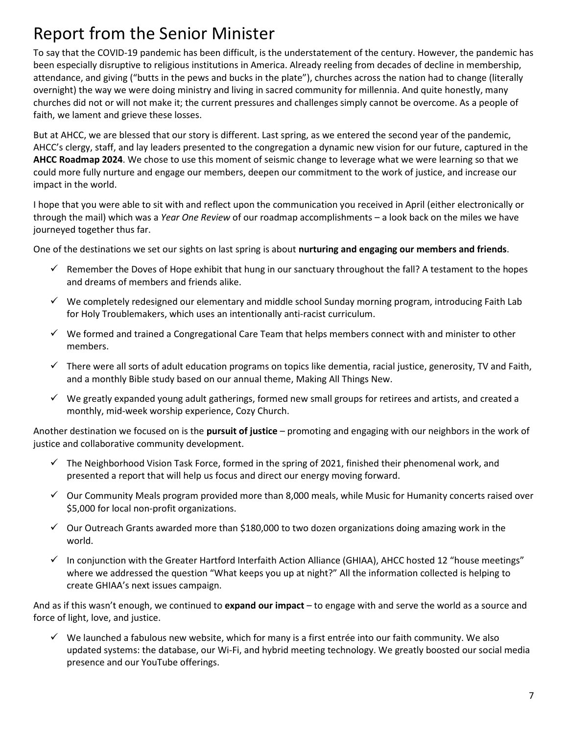# Report from the Senior Minister

To say that the COVID-19 pandemic has been difficult, is the understatement of the century. However, the pandemic has been especially disruptive to religious institutions in America. Already reeling from decades of decline in membership, attendance, and giving ("butts in the pews and bucks in the plate"), churches across the nation had to change (literally overnight) the way we were doing ministry and living in sacred community for millennia. And quite honestly, many churches did not or will not make it; the current pressures and challenges simply cannot be overcome. As a people of faith, we lament and grieve these losses.

But at AHCC, we are blessed that our story is different. Last spring, as we entered the second year of the pandemic, AHCC's clergy, staff, and lay leaders presented to the congregation a dynamic new vision for our future, captured in the **AHCC Roadmap 2024**. We chose to use this moment of seismic change to leverage what we were learning so that we could more fully nurture and engage our members, deepen our commitment to the work of justice, and increase our impact in the world.

I hope that you were able to sit with and reflect upon the communication you received in April (either electronically or through the mail) which was a *Year One Review* of our roadmap accomplishments – a look back on the miles we have journeyed together thus far.

One of the destinations we set our sights on last spring is about **nurturing and engaging our members and friends**.

- ✓ Remember the Doves of Hope exhibit that hung in our sanctuary throughout the fall? A testament to the hopes and dreams of members and friends alike.
- ✓ We completely redesigned our elementary and middle school Sunday morning program, introducing Faith Lab for Holy Troublemakers, which uses an intentionally anti-racist curriculum.
- ✓ We formed and trained a Congregational Care Team that helps members connect with and minister to other members.
- ✓ There were all sorts of adult education programs on topics like dementia, racial justice, generosity, TV and Faith, and a monthly Bible study based on our annual theme, Making All Things New.
- ✓ We greatly expanded young adult gatherings, formed new small groups for retirees and artists, and created a monthly, mid-week worship experience, Cozy Church.

Another destination we focused on is the **pursuit of justice** – promoting and engaging with our neighbors in the work of justice and collaborative community development.

- ✓ The Neighborhood Vision Task Force, formed in the spring of 2021, finished their phenomenal work, and presented a report that will help us focus and direct our energy moving forward.
- ✓ Our Community Meals program provided more than 8,000 meals, while Music for Humanity concerts raised over $5,000 for local non-profit organizations.
- ✓ Our Outreach Grants awarded more than $180,000 to two dozen organizations doing amazing work in the world.
- ✓ In conjunction with the Greater Hartford Interfaith Action Alliance (GHIAA), AHCC hosted 12 "house meetings" where we addressed the question "What keeps you up at night?" All the information collected is helping to create GHIAA's next issues campaign.

And as if this wasn't enough, we continued to **expand our impact** – to engage with and serve the world as a source and force of light, love, and justice.

- ✓ We launched a fabulous new website, which for many is a first entrée into our faith community. We also updated systems: the database, our Wi-Fi, and hybrid meeting technology. We greatly boosted our social media presence and our YouTube offerings.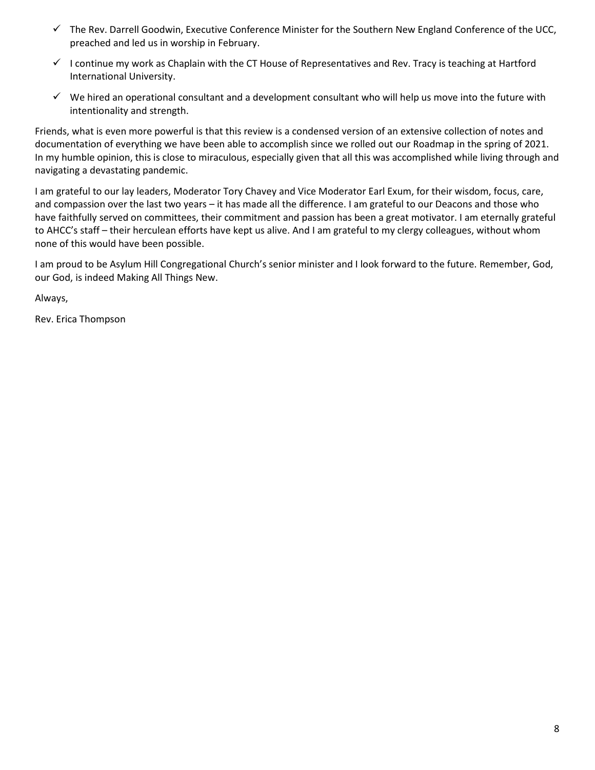- ✓ The Rev. Darrell Goodwin, Executive Conference Minister for the Southern New England Conference of the UCC, preached and led us in worship in February.
- ✓ I continue my work as Chaplain with the CT House of Representatives and Rev. Tracy is teaching at Hartford International University.
- ✓ We hired an operational consultant and a development consultant who will help us move into the future with intentionality and strength.

Friends, what is even more powerful is that this review is a condensed version of an extensive collection of notes and documentation of everything we have been able to accomplish since we rolled out our Roadmap in the spring of 2021. In my humble opinion, this is close to miraculous, especially given that all this was accomplished while living through and navigating a devastating pandemic.

I am grateful to our lay leaders, Moderator Tory Chavey and Vice Moderator Earl Exum, for their wisdom, focus, care, and compassion over the last two years – it has made all the difference. I am grateful to our Deacons and those who have faithfully served on committees, their commitment and passion has been a great motivator. I am eternally grateful to AHCC's staff – their herculean efforts have kept us alive. And I am grateful to my clergy colleagues, without whom none of this would have been possible.

I am proud to be Asylum Hill Congregational Church's senior minister and I look forward to the future. Remember, God, our God, is indeed Making All Things New.

Always,

Rev. Erica Thompson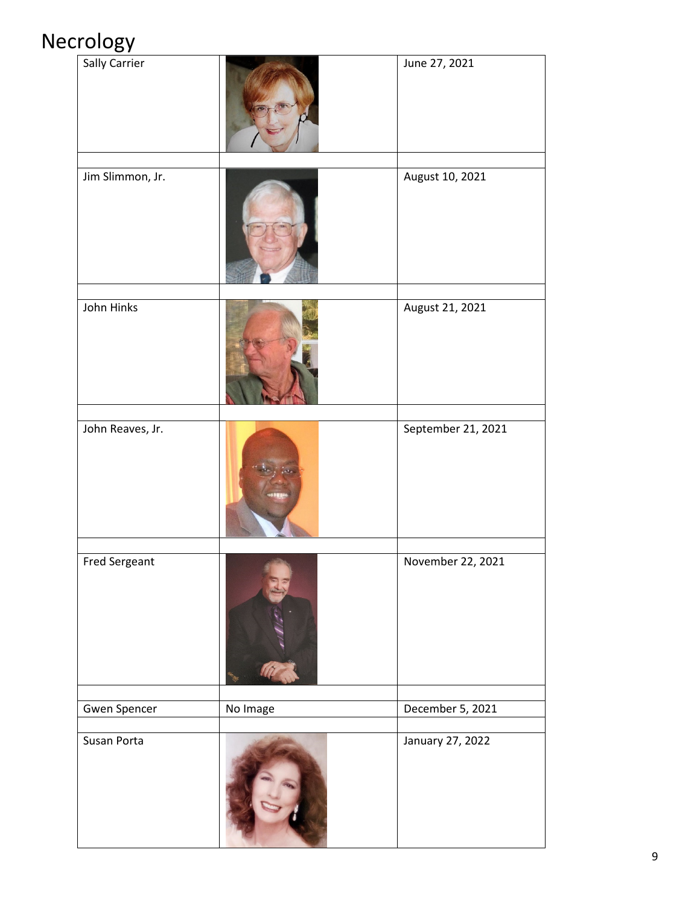# Necrology

| | | |
|---|---|---|
| Sally Carrier | | June 27, 2021 |
| | | |
| Jim Slimmon, Jr. | | August 10, 2021 |
| | | |
| John Hinks | | August 21, 2021 |
| | | |
| John Reaves, Jr. | | September 21, 2021 |
| | | |
| Fred Sergeant | | November 22, 2021 |
| | | |
| Gwen Spencer | No Image | December 5, 2021 |
| | | |
| Susan Porta | | January 27, 2022 |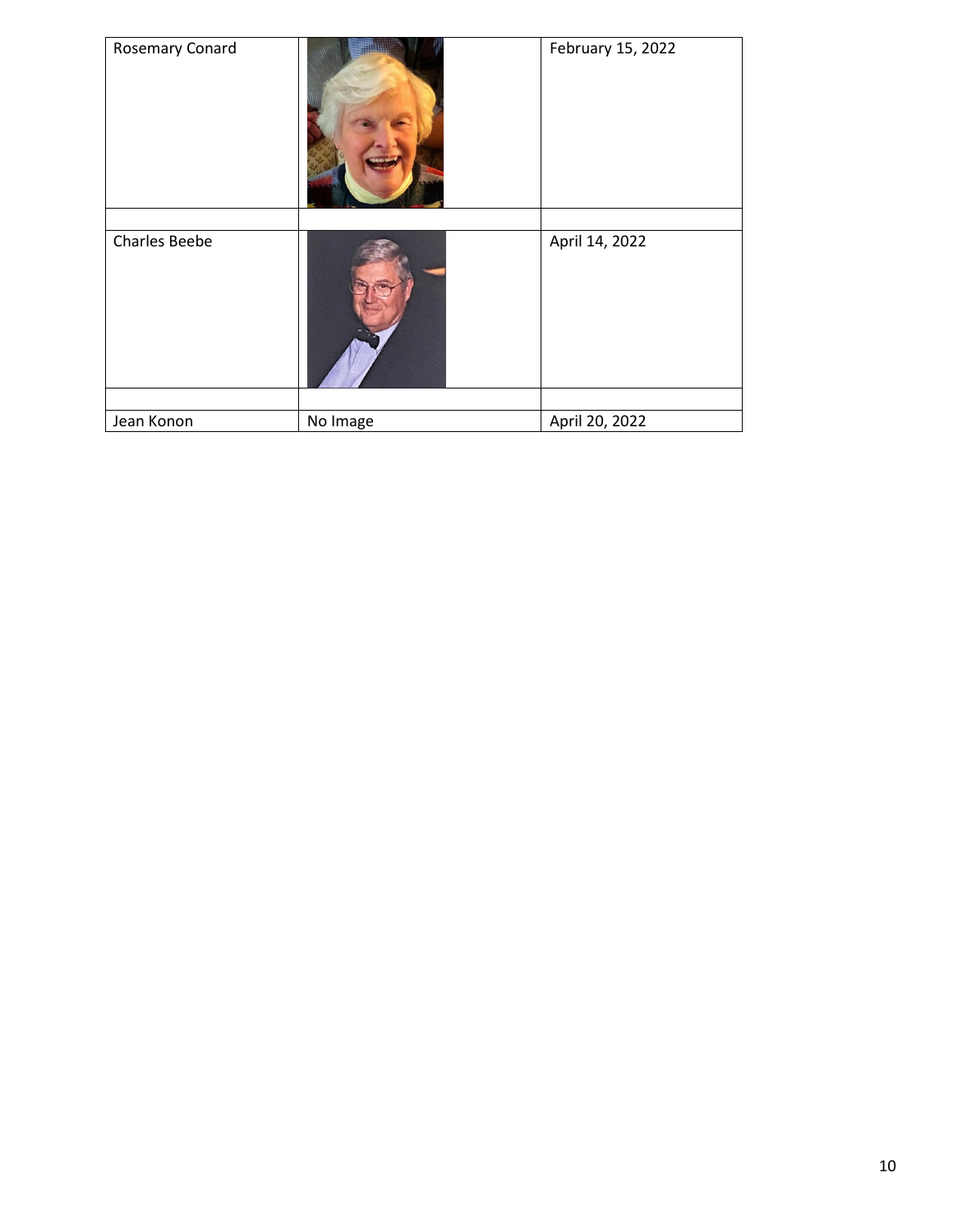| | | |
|---|---|---|
| Rosemary Conard | | February 15, 2022 |
| | | |
| Charles Beebe | | April 14, 2022 |
| | | |
| Jean Konon | No Image | April 20, 2022 |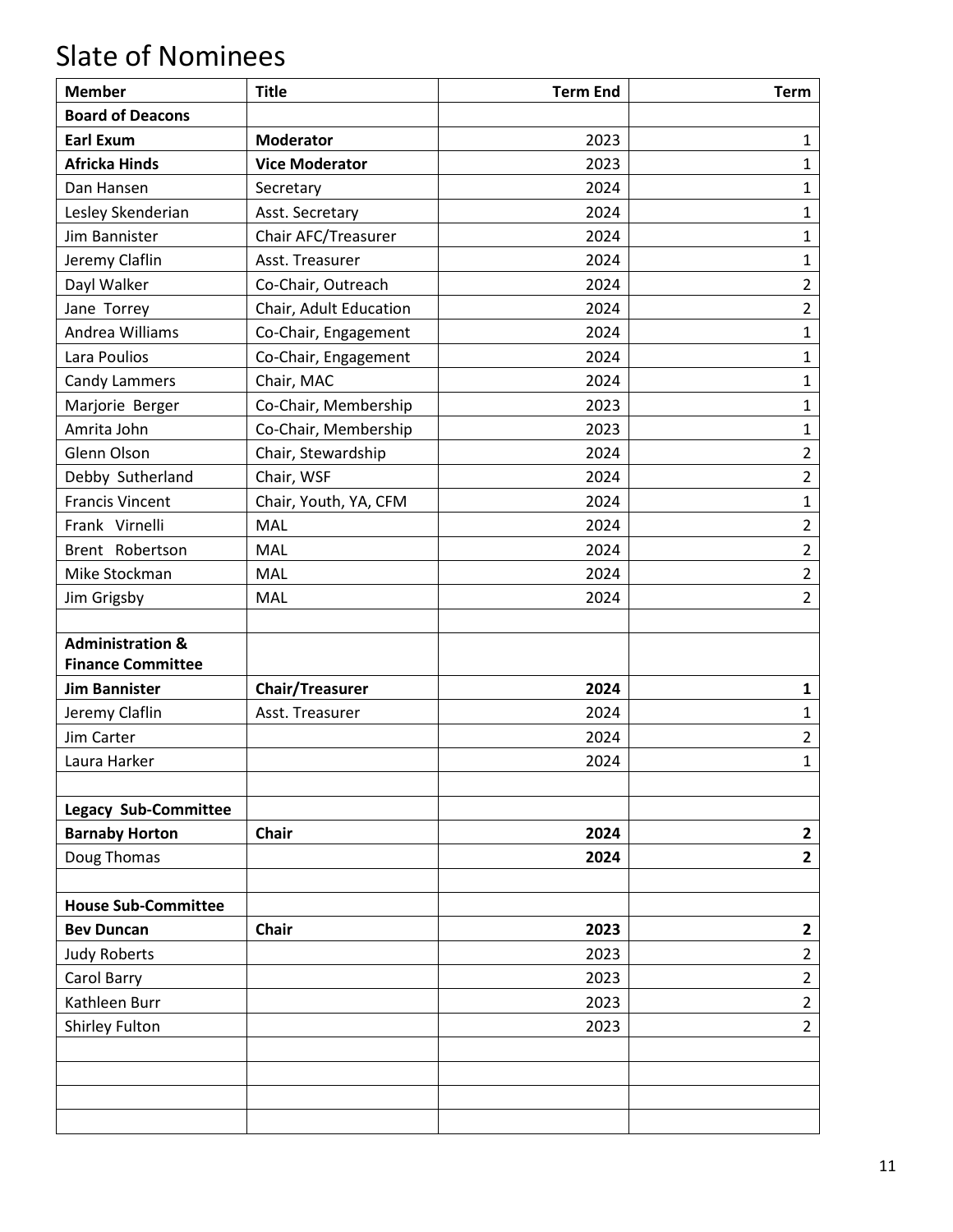# Slate of Nominees

| Member | Title | Term End | Term |
|---|---|---|---|
| **Board of Deacons** | | | |
| **Earl Exum** | **Moderator** | 2023 | 1 |
| **Africka Hinds** | **Vice Moderator** | 2023 | 1 |
| Dan Hansen | Secretary | 2024 | 1 |
| Lesley Skenderian | Asst. Secretary | 2024 | 1 |
| Jim Bannister | Chair AFC/Treasurer | 2024 | 1 |
| Jeremy Claflin | Asst. Treasurer | 2024 | 1 |
| Dayl Walker | Co-Chair, Outreach | 2024 | 2 |
| Jane Torrey | Chair, Adult Education | 2024 | 2 |
| Andrea Williams | Co-Chair, Engagement | 2024 | 1 |
| Lara Poulios | Co-Chair, Engagement | 2024 | 1 |
| Candy Lammers | Chair, MAC | 2024 | 1 |
| Marjorie Berger | Co-Chair, Membership | 2023 | 1 |
| Amrita John | Co-Chair, Membership | 2023 | 1 |
| Glenn Olson | Chair, Stewardship | 2024 | 2 |
| Debby Sutherland | Chair, WSF | 2024 | 2 |
| Francis Vincent | Chair, Youth, YA, CFM | 2024 | 1 |
| Frank Virnelli | MAL | 2024 | 2 |
| Brent Robertson | MAL | 2024 | 2 |
| Mike Stockman | MAL | 2024 | 2 |
| Jim Grigsby | MAL | 2024 | 2 |
| | | | |
| **Administration & Finance Committee** | | | |
| **Jim Bannister** | **Chair/Treasurer** | **2024** | **1** |
| Jeremy Claflin | Asst. Treasurer | 2024 | 1 |
| Jim Carter | | 2024 | 2 |
| Laura Harker | | 2024 | 1 |
| | | | |
| **Legacy Sub-Committee** | | | |
| **Barnaby Horton** | **Chair** | **2024** | **2** |
| Doug Thomas | | **2024** | **2** |
| | | | |
| **House Sub-Committee** | | | |
| **Bev Duncan** | **Chair** | **2023** | **2** |
| Judy Roberts | | 2023 | 2 |
| Carol Barry | | 2023 | 2 |
| Kathleen Burr | | 2023 | 2 |
| Shirley Fulton | | 2023 | 2 |
| | | | |
| | | | |
| | | | |
| | | | |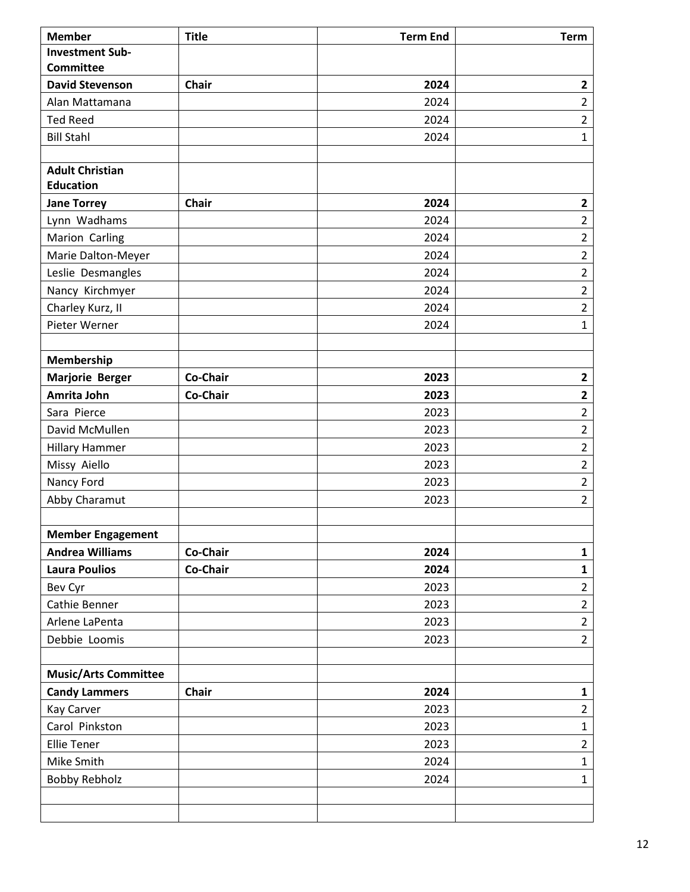| **Member** | **Title** | **Term End** | **Term** |
|---|---|---|---|
| **Investment Sub-Committee** | | | |
| **David Stevenson** | **Chair** | **2024** | **2** |
| Alan Mattamana | | 2024 | 2 |
| Ted Reed | | 2024 | 2 |
| Bill Stahl | | 2024 | 1 |
| | | | |
| **Adult Christian Education** | | | |
| **Jane Torrey** | **Chair** | **2024** | **2** |
| Lynn Wadhams | | 2024 | 2 |
| Marion Carling | | 2024 | 2 |
| Marie Dalton-Meyer | | 2024 | 2 |
| Leslie Desmangles | | 2024 | 2 |
| Nancy Kirchmyer | | 2024 | 2 |
| Charley Kurz, II | | 2024 | 2 |
| Pieter Werner | | 2024 | 1 |
| | | | |
| **Membership** | | | |
| **Marjorie Berger** | **Co-Chair** | **2023** | **2** |
| **Amrita John** | **Co-Chair** | **2023** | **2** |
| Sara Pierce | | 2023 | 2 |
| David McMullen | | 2023 | 2 |
| Hillary Hammer | | 2023 | 2 |
| Missy Aiello | | 2023 | 2 |
| Nancy Ford | | 2023 | 2 |
| Abby Charamut | | 2023 | 2 |
| | | | |
| **Member Engagement** | | | |
| **Andrea Williams** | **Co-Chair** | **2024** | **1** |
| **Laura Poulios** | **Co-Chair** | **2024** | **1** |
| Bev Cyr | | 2023 | 2 |
| Cathie Benner | | 2023 | 2 |
| Arlene LaPenta | | 2023 | 2 |
| Debbie Loomis | | 2023 | 2 |
| | | | |
| **Music/Arts Committee** | | | |
| **Candy Lammers** | **Chair** | **2024** | **1** |
| Kay Carver | | 2023 | 2 |
| Carol Pinkston | | 2023 | 1 |
| Ellie Tener | | 2023 | 2 |
| Mike Smith | | 2024 | 1 |
| Bobby Rebholz | | 2024 | 1 |
| | | | |
| | | | |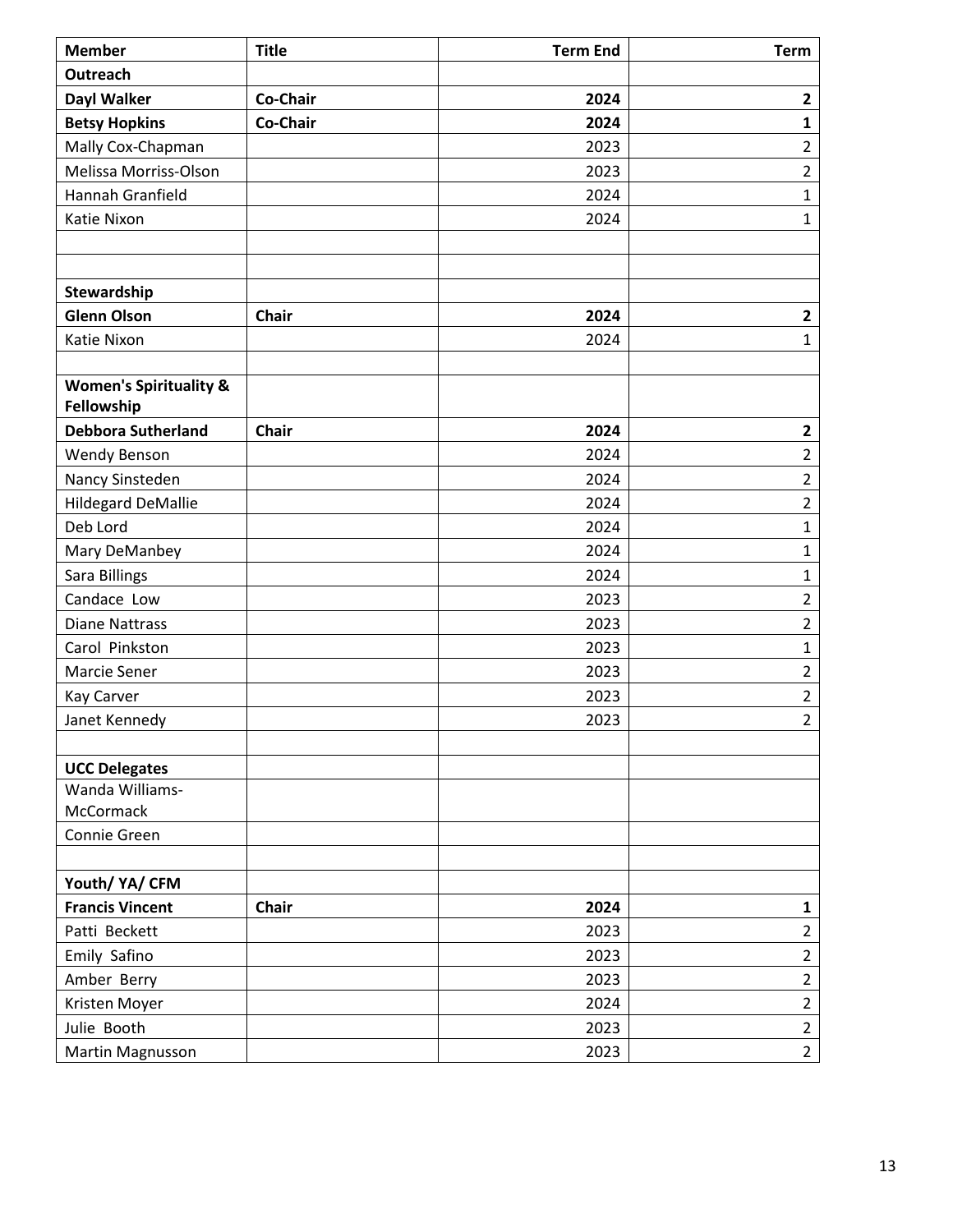| Member | Title | Term End | Term |
|---|---|---|---|
| **Outreach** | | | |
| **Dayl Walker** | **Co-Chair** | **2024** | **2** |
| **Betsy Hopkins** | **Co-Chair** | **2024** | **1** |
| Mally Cox-Chapman | | 2023 | 2 |
| Melissa Morriss-Olson | | 2023 | 2 |
| Hannah Granfield | | 2024 | 1 |
| Katie Nixon | | 2024 | 1 |
| | | | |
| | | | |
| **Stewardship** | | | |
| **Glenn Olson** | **Chair** | **2024** | **2** |
| Katie Nixon | | 2024 | 1 |
| | | | |
| **Women's Spirituality & Fellowship** | | | |
| **Debbora Sutherland** | **Chair** | **2024** | **2** |
| Wendy Benson | | 2024 | 2 |
| Nancy Sinsteden | | 2024 | 2 |
| Hildegard DeMallie | | 2024 | 2 |
| Deb Lord | | 2024 | 1 |
| Mary DeManbey | | 2024 | 1 |
| Sara Billings | | 2024 | 1 |
| Candace Low | | 2023 | 2 |
| Diane Nattrass | | 2023 | 2 |
| Carol Pinkston | | 2023 | 1 |
| Marcie Sener | | 2023 | 2 |
| Kay Carver | | 2023 | 2 |
| Janet Kennedy | | 2023 | 2 |
| | | | |
| **UCC Delegates** | | | |
| Wanda Williams-McCormack | | | |
| Connie Green | | | |
| | | | |
| **Youth/ YA/ CFM** | | | |
| **Francis Vincent** | **Chair** | **2024** | **1** |
| Patti Beckett | | 2023 | 2 |
| Emily Safino | | 2023 | 2 |
| Amber Berry | | 2023 | 2 |
| Kristen Moyer | | 2024 | 2 |
| Julie Booth | | 2023 | 2 |
| Martin Magnusson | | 2023 | 2 |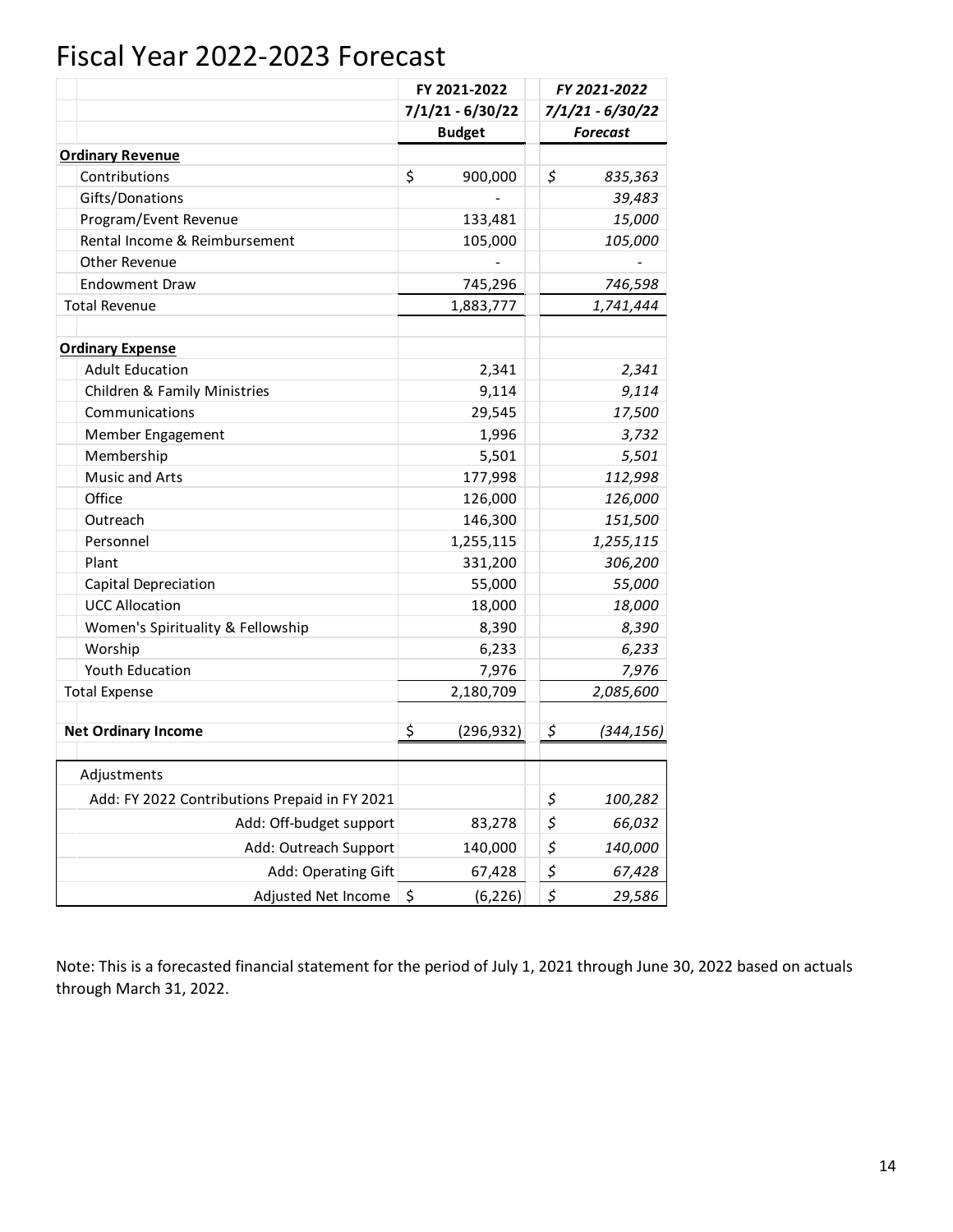# Fiscal Year 2022-2023 Forecast

| | FY 2021-2022<br>7/1/21 - 6/30/22<br>Budget | *FY 2021-2022<br>7/1/21 - 6/30/22<br>Forecast* |
|---|---|---|
| **Ordinary Revenue** | | |
| Contributions | $ 900,000 | *$ 835,363* |
| Gifts/Donations | - | *39,483* |
| Program/Event Revenue | 133,481 | *15,000* |
| Rental Income & Reimbursement | 105,000 | *105,000* |
| Other Revenue | - | *-* |
| Endowment Draw | 745,296 | *746,598* |
| Total Revenue | 1,883,777 | *1,741,444* |
| | | |
| **Ordinary Expense** | | |
| Adult Education | 2,341 | *2,341* |
| Children & Family Ministries | 9,114 | *9,114* |
| Communications | 29,545 | *17,500* |
| Member Engagement | 1,996 | *3,732* |
| Membership | 5,501 | *5,501* |
| Music and Arts | 177,998 | *112,998* |
| Office | 126,000 | *126,000* |
| Outreach | 146,300 | *151,500* |
| Personnel | 1,255,115 | *1,255,115* |
| Plant | 331,200 | *306,200* |
| Capital Depreciation | 55,000 | *55,000* |
| UCC Allocation | 18,000 | *18,000* |
| Women's Spirituality & Fellowship | 8,390 | *8,390* |
| Worship | 6,233 | *6,233* |
| Youth Education | 7,976 | *7,976* |
| Total Expense | 2,180,709 | *2,085,600* |
| | | |
| **Net Ordinary Income** | $ (296,932) | *$ (344,156)* |
| | | |
| Adjustments | | |
| Add: FY 2022 Contributions Prepaid in FY 2021 | | *$ 100,282* |
| Add: Off-budget support | 83,278 | *$ 66,032* |
| Add: Outreach Support | 140,000 | *$ 140,000* |
| Add: Operating Gift | 67,428 | *$ 67,428* |
| Adjusted Net Income | $ (6,226) | *$ 29,586* |

Note: This is a forecasted financial statement for the period of July 1, 2021 through June 30, 2022 based on actuals through March 31, 2022.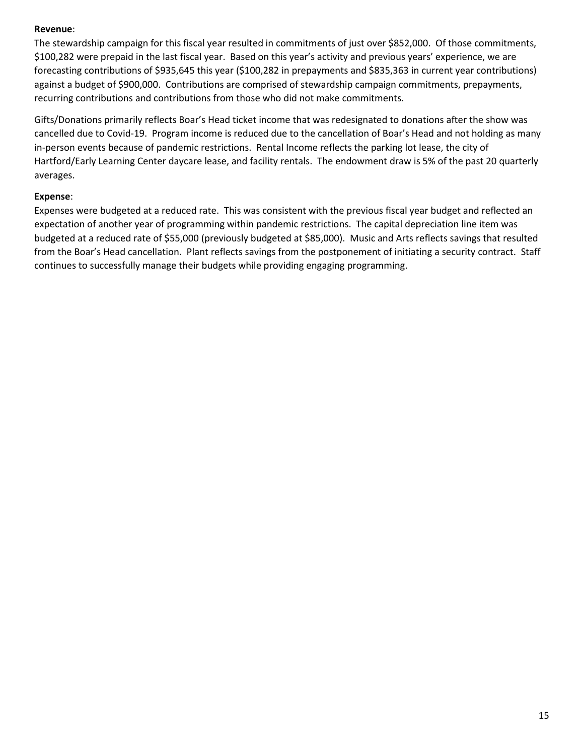**Revenue**:

The stewardship campaign for this fiscal year resulted in commitments of just over $852,000. Of those commitments, $100,282 were prepaid in the last fiscal year. Based on this year's activity and previous years' experience, we are forecasting contributions of $935,645 this year ($100,282 in prepayments and $835,363 in current year contributions) against a budget of $900,000. Contributions are comprised of stewardship campaign commitments, prepayments, recurring contributions and contributions from those who did not make commitments.

Gifts/Donations primarily reflects Boar's Head ticket income that was redesignated to donations after the show was cancelled due to Covid-19. Program income is reduced due to the cancellation of Boar's Head and not holding as many in-person events because of pandemic restrictions. Rental Income reflects the parking lot lease, the city of Hartford/Early Learning Center daycare lease, and facility rentals. The endowment draw is 5% of the past 20 quarterly averages.

**Expense**:

Expenses were budgeted at a reduced rate. This was consistent with the previous fiscal year budget and reflected an expectation of another year of programming within pandemic restrictions. The capital depreciation line item was budgeted at a reduced rate of $55,000 (previously budgeted at $85,000). Music and Arts reflects savings that resulted from the Boar's Head cancellation. Plant reflects savings from the postponement of initiating a security contract. Staff continues to successfully manage their budgets while providing engaging programming.